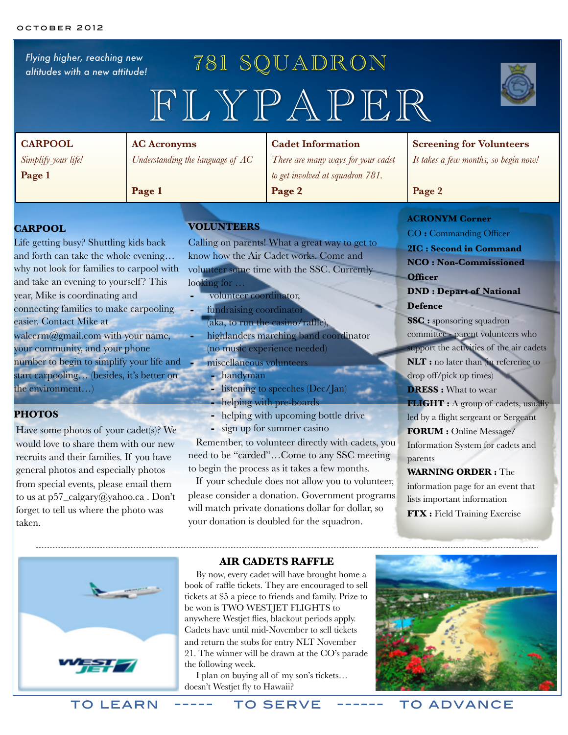OCTOBER 2012

*Flying higher, reaching new altitudes with a new attitude!*

# 781 SQUADRON FLYPAPER

| CARPOOL | AC Acronyms | Cadet Information | Screening for Volunteers |
| --- | --- | --- | --- |
| *Simplify your life!* | *Understanding the language of AC* | *There are many ways for your cadet to get involved at squadron 781.* | *It takes a few months, so begin now!* |
| **Page 1** | **Page 1** | **Page 2** | **Page 2** |

## CARPOOL

Life getting busy? Shuttling kids back and forth can take the whole evening… why not look for families to carpool with and take an evening to yourself? This year, Mike is coordinating and connecting families to make carpooling easier. Contact Mike at walcerm@gmail.com with your name, your community, and your phone number to begin to simplify your life and start carpooling… (besides, it's better on the environment…)

## PHOTOS

Have some photos of your cadet(s)? We would love to share them with our new recruits and their families. If you have general photos and especially photos from special events, please email them to us at p57_calgary@yahoo.ca . Don't forget to tell us where the photo was taken.

## VOLUNTEERS

Calling on parents! What a great way to get to know how the Air Cadet works. Come and volunteer some time with the SSC. Currently looking for …

- volunteer coordinator,
- fundraising coordinator (aka, to run the casino/raffle),
- highlanders marching band coordinator (no music experience needed)
- miscellaneous volunteers
  - handyman
  - listening to speeches (Dec/Jan)
  - helping with pre-boards
  - helping with upcoming bottle drive
  - sign up for summer casino

Remember, to volunteer directly with cadets, you need to be "carded"…Come to any SSC meeting to begin the process as it takes a few months.

If your schedule does not allow you to volunteer, please consider a donation. Government programs will match private donations dollar for dollar, so your donation is doubled for the squadron.

## ACRONYM Corner

**CO :** Commanding Officer

**2IC : Second in Command**

**NCO : Non-Commissioned Officer**

**DND : Depart of National Defence**

**SSC :** sponsoring squadron committee - parent volunteers who support the activities of the air cadets

**NLT :** no later than (in reference to drop off/pick up times)

**DRESS :** What to wear

**FLIGHT :** A group of cadets, usually led by a flight sergeant or Sergeant

**FORUM :** Online Message/ Information System for cadets and parents

**WARNING ORDER :** The information page for an event that lists important information

**FTX :** Field Training Exercise

## AIR CADETS RAFFLE

By now, every cadet will have brought home a book of raffle tickets. They are encouraged to sell tickets at $5 a piece to friends and family. Prize to be won is TWO WESTJET FLIGHTS to anywhere Westjet flies, blackout periods apply. Cadets have until mid-November to sell tickets and return the stubs for entry NLT November 21. The winner will be drawn at the CO's parade the following week.

I plan on buying all of my son's tickets… doesn't Westjet fly to Hawaii?

TO LEARN ----- TO SERVE ------ TO ADVANCE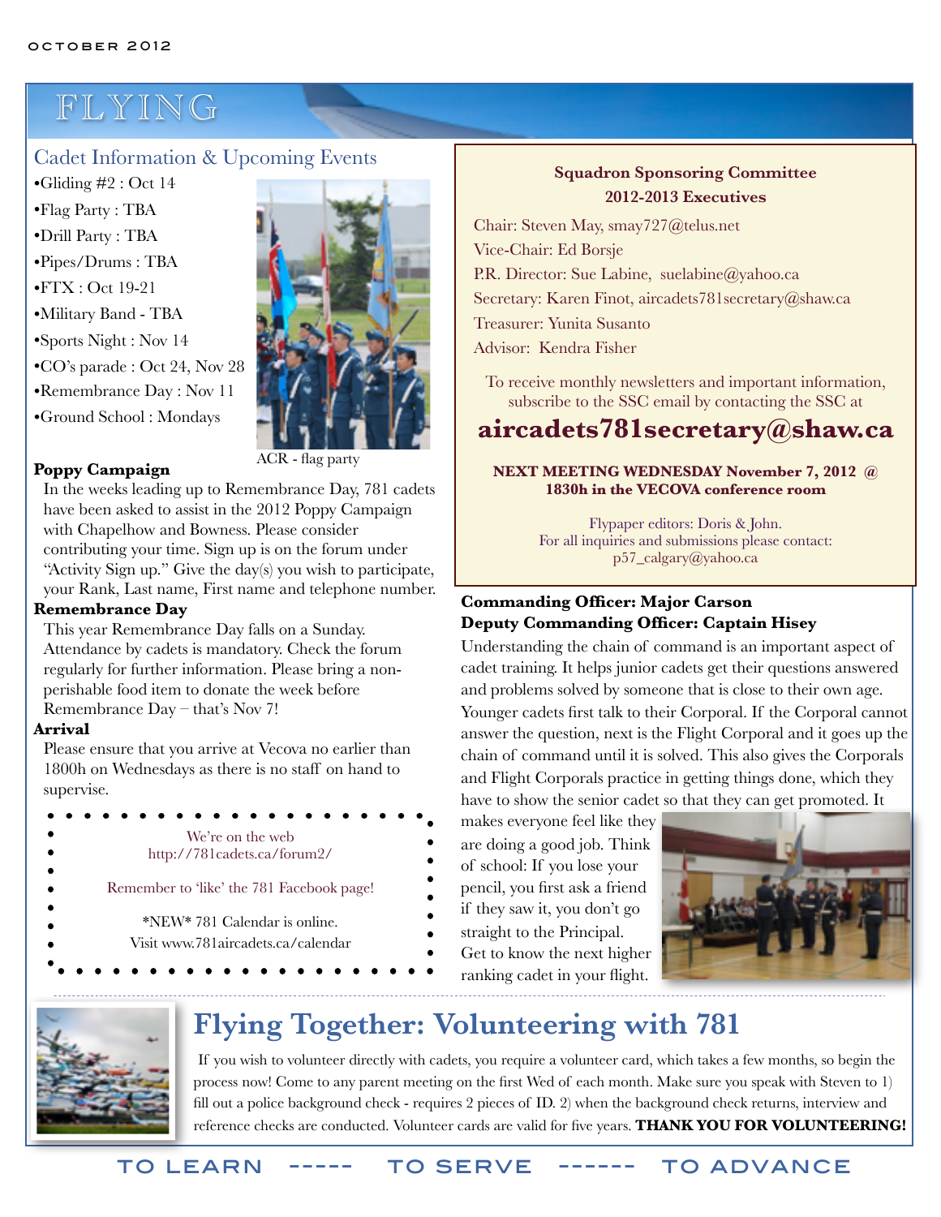# FLYING

## Cadet Information & Upcoming Events

- Gliding #2 : Oct 14
- Flag Party : TBA
- Drill Party : TBA
- Pipes/Drums : TBA
- FTX : Oct 19-21
- Military Band - TBA
- Sports Night : Nov 14
- CO's parade : Oct 24, Nov 28
- Remembrance Day : Nov 11
- Ground School : Mondays

ACR - flag party

**Poppy Campaign**

In the weeks leading up to Remembrance Day, 781 cadets have been asked to assist in the 2012 Poppy Campaign with Chapelhow and Bowness. Please consider contributing your time. Sign up is on the forum under "Activity Sign up." Give the day(s) you wish to participate, your Rank, Last name, First name and telephone number.

**Remembrance Day**

This year Remembrance Day falls on a Sunday. Attendance by cadets is mandatory. Check the forum regularly for further information. Please bring a non-perishable food item to donate the week before Remembrance Day – that's Nov 7!

**Arrival**

Please ensure that you arrive at Vecova no earlier than 1800h on Wednesdays as there is no staff on hand to supervise.

We're on the web
http://781cadets.ca/forum2/

Remember to 'like' the 781 Facebook page!

*NEW* 781 Calendar is online.
Visit www.781aircadets.ca/calendar

**Squadron Sponsoring Committee**
**2012-2013 Executives**

Chair: Steven May, smay727@telus.net
Vice-Chair: Ed Borsje
P.R. Director: Sue Labine, suelabine@yahoo.ca
Secretary: Karen Finot, aircadets781secretary@shaw.ca
Treasurer: Yunita Susanto
Advisor: Kendra Fisher

To receive monthly newsletters and important information, subscribe to the SSC email by contacting the SSC at

**aircadets781secretary@shaw.ca**

**NEXT MEETING WEDNESDAY November 7, 2012 @ 1830h in the VECOVA conference room**

Flypaper editors: Doris & John.
For all inquiries and submissions please contact:
p57_calgary@yahoo.ca

**Commanding Officer: Major Carson**
**Deputy Commanding Officer: Captain Hisey**

Understanding the chain of command is an important aspect of cadet training. It helps junior cadets get their questions answered and problems solved by someone that is close to their own age. Younger cadets first talk to their Corporal. If the Corporal cannot answer the question, next is the Flight Corporal and it goes up the chain of command until it is solved. This also gives the Corporals and Flight Corporals practice in getting things done, which they have to show the senior cadet so that they can get promoted. It makes everyone feel like they are doing a good job. Think of school: If you lose your pencil, you first ask a friend if they saw it, you don't go straight to the Principal. Get to know the next higher ranking cadet in your flight.

## Flying Together: Volunteering with 781

If you wish to volunteer directly with cadets, you require a volunteer card, which takes a few months, so begin the process now! Come to any parent meeting on the first Wed of each month. Make sure you speak with Steven to 1) fill out a police background check - requires 2 pieces of ID. 2) when the background check returns, interview and reference checks are conducted. Volunteer cards are valid for five years. **THANK YOU FOR VOLUNTEERING!**

TO LEARN ----- TO SERVE ------ TO ADVANCE